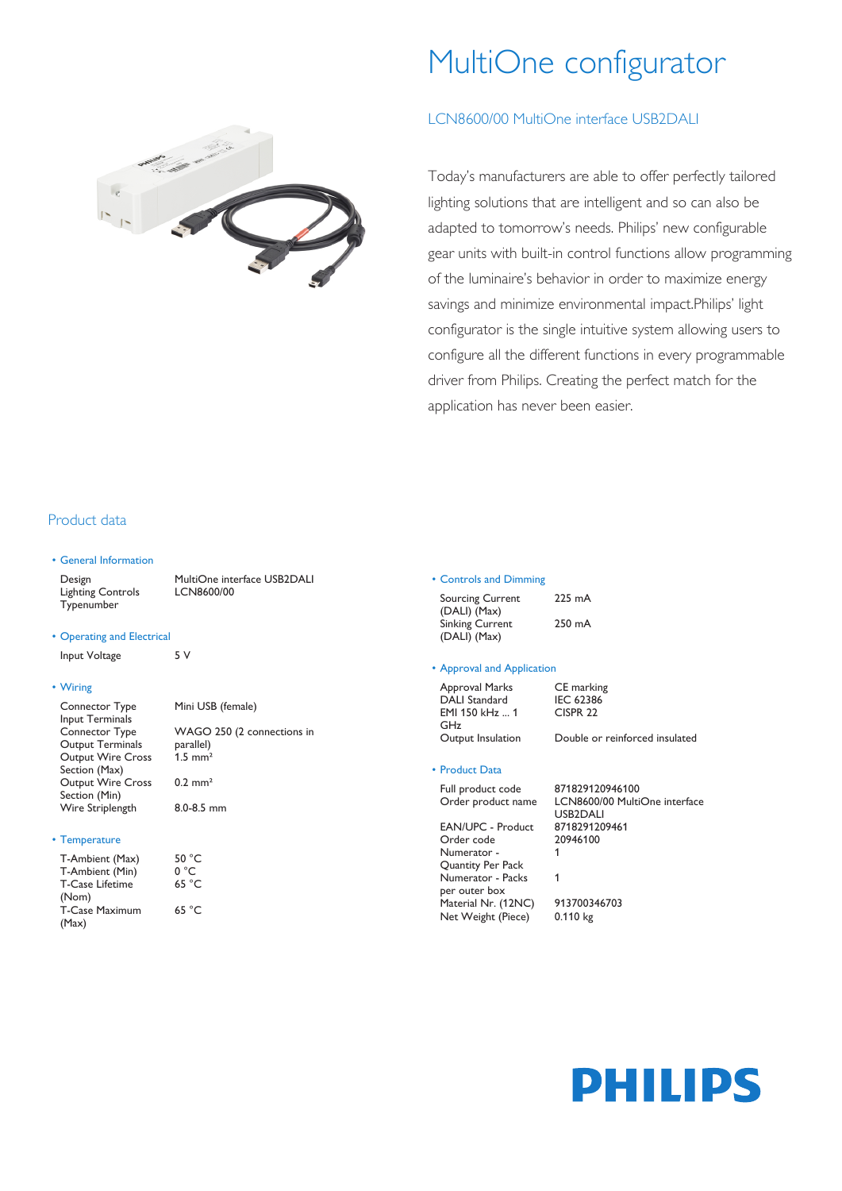# MultiOne configurator

## LCN8600/00 MultiOne interface USB2DALI

Today's manufacturers are able to offer perfectly tailored lighting solutions that are intelligent and so can also be adapted to tomorrow's needs. Philips' new configurable gear units with built-in control functions allow programming of the luminaire's behavior in order to maximize energy savings and minimize environmental impact.Philips' light configurator is the single intuitive system allowing users to configure all the different functions in every programmable driver from Philips. Creating the perfect match for the application has never been easier.

## Product data

### General Information

| | |
|---|---|
| Design | MultiOne interface USB2DALI |
| Lighting Controls Typenumber | LCN8600/00 |

### Operating and Electrical

| | |
|---|---|
| Input Voltage | 5 V |

### Wiring

| | |
|---|---|
| Connector Type Input Terminals | Mini USB (female) |
| Connector Type Output Terminals | WAGO 250 (2 connections in parallel) |
| Output Wire Cross Section (Max) | 1.5 mm² |
| Output Wire Cross Section (Min) | 0.2 mm² |
| Wire Striplength | 8.0-8.5 mm |

### Temperature

| | |
|---|---|
| T-Ambient (Max) | 50 °C |
| T-Ambient (Min) | 0 °C |
| T-Case Lifetime (Nom) | 65 °C |
| T-Case Maximum (Max) | 65 °C |

### Controls and Dimming

| | |
|---|---|
| Sourcing Current (DALI) (Max) | 225 mA |
| Sinking Current (DALI) (Max) | 250 mA |

### Approval and Application

| | |
|---|---|
| Approval Marks | CE marking |
| DALI Standard | IEC 62386 |
| EMI 150 kHz ... 1 GHz | CISPR 22 |
| Output Insulation | Double or reinforced insulated |

### Product Data

| | |
|---|---|
| Full product code | 871829120946100 |
| Order product name | LCN8600/00 MultiOne interface USB2DALI |
| EAN/UPC - Product | 8718291209461 |
| Order code | 20946100 |
| Numerator - Quantity Per Pack | 1 |
| Numerator - Packs per outer box | 1 |
| Material Nr. (12NC) | 913700346703 |
| Net Weight (Piece) | 0.110 kg |

PHILIPS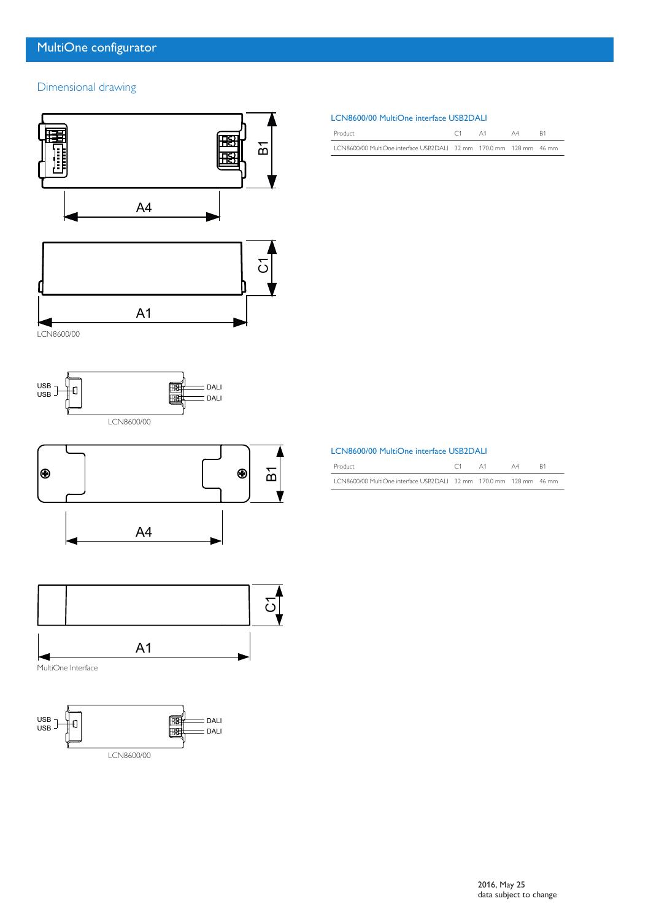## MultiOne configurator

### Dimensional drawing

LCN8600/00

LCN8600/00

#### LCN8600/00 MultiOne interface USB2DALI

| Product | C1 | A1 | A4 | B1 |
| --- | --- | --- | --- | --- |
| LCN8600/00 MultiOne interface USB2DALI | 32 mm | 170.0 mm | 128 mm | 46 mm |

MultiOne Interface

LCN8600/00

#### LCN8600/00 MultiOne interface USB2DALI

| Product | C1 | A1 | A4 | B1 |
| --- | --- | --- | --- | --- |
| LCN8600/00 MultiOne interface USB2DALI | 32 mm | 170.0 mm | 128 mm | 46 mm |

2016, May 25
data subject to change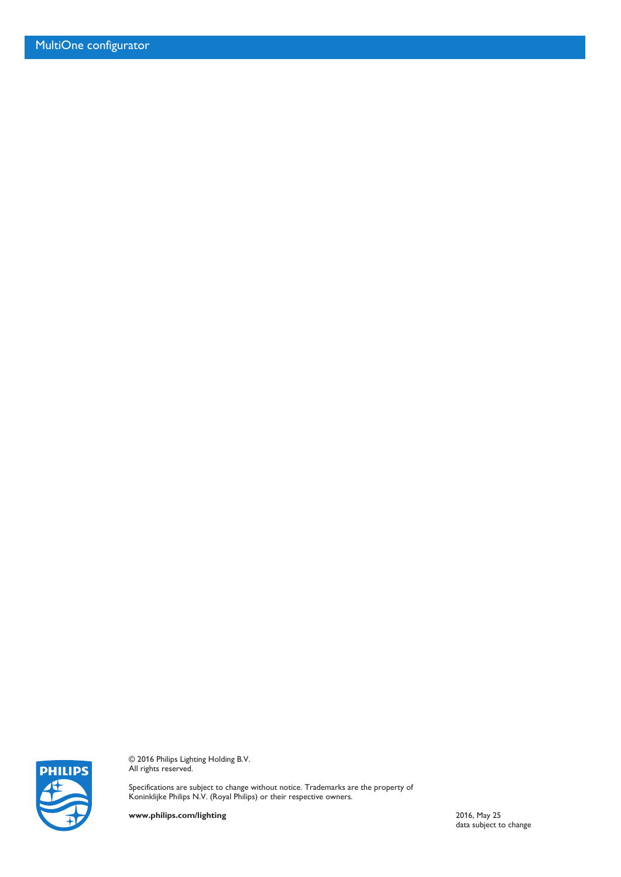© 2016 Philips Lighting Holding B.V.
All rights reserved.

Specifications are subject to change without notice. Trademarks are the property of Koninklijke Philips N.V. (Royal Philips) or their respective owners.

**www.philips.com/lighting**

2016, May 25
data subject to change